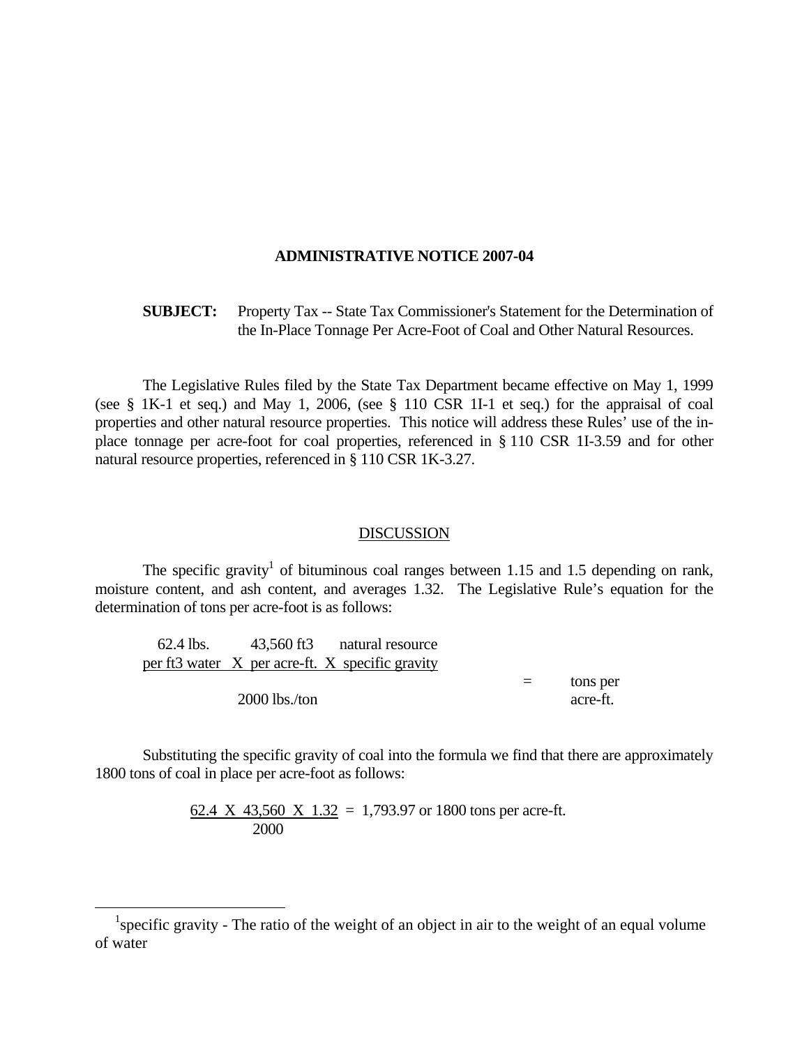# ADMINISTRATIVE NOTICE 2007-04

**SUBJECT:** Property Tax -- State Tax Commissioner's Statement for the Determination of the In-Place Tonnage Per Acre-Foot of Coal and Other Natural Resources.

The Legislative Rules filed by the State Tax Department became effective on May 1, 1999 (see § 1K-1 et seq.) and May 1, 2006, (see § 110 CSR 1I-1 et seq.) for the appraisal of coal properties and other natural resource properties. This notice will address these Rules' use of the in-place tonnage per acre-foot for coal properties, referenced in § 110 CSR 1I-3.59 and for other natural resource properties, referenced in § 110 CSR 1K-3.27.

## DISCUSSION

The specific gravity[1] of bituminous coal ranges between 1.15 and 1.5 depending on rank, moisture content, and ash content, and averages 1.32. The Legislative Rule's equation for the determination of tons per acre-foot is as follows:

$$\frac{\text{62.4 lbs. per ft3 water} \times \text{43,560 ft3 per acre-ft.} \times \text{natural resource specific gravity}}{\text{2000 lbs./ton}} = \text{tons per acre-ft.}$$

Substituting the specific gravity of coal into the formula we find that there are approximately 1800 tons of coal in place per acre-foot as follows:

$$\frac{62.4 \times 43{,}560 \times 1.32}{2000} = 1{,}793.97 \text{ or 1800 tons per acre-ft.}$$

[1]specific gravity - The ratio of the weight of an object in air to the weight of an equal volume of water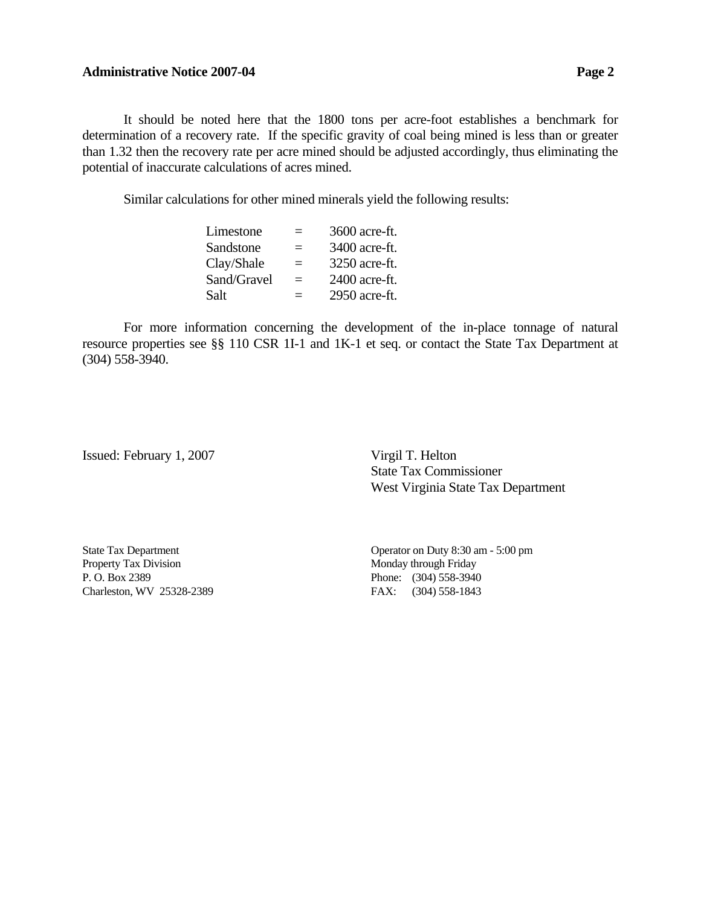It should be noted here that the 1800 tons per acre-foot establishes a benchmark for determination of a recovery rate. If the specific gravity of coal being mined is less than or greater than 1.32 then the recovery rate per acre mined should be adjusted accordingly, thus eliminating the potential of inaccurate calculations of acres mined.

Similar calculations for other mined minerals yield the following results:

| | | |
|---|---|---|
| Limestone | = | 3600 acre-ft. |
| Sandstone | = | 3400 acre-ft. |
| Clay/Shale | = | 3250 acre-ft. |
| Sand/Gravel | = | 2400 acre-ft. |
| Salt | = | 2950 acre-ft. |

For more information concerning the development of the in-place tonnage of natural resource properties see §§ 110 CSR 1I-1 and 1K-1 et seq. or contact the State Tax Department at (304) 558-3940.

Issued: February 1, 2007

Virgil T. Helton
State Tax Commissioner
West Virginia State Tax Department

State Tax Department
Property Tax Division
P. O. Box 2389
Charleston, WV 25328-2389

Operator on Duty 8:30 am - 5:00 pm
Monday through Friday
Phone: (304) 558-3940
FAX: (304) 558-1843